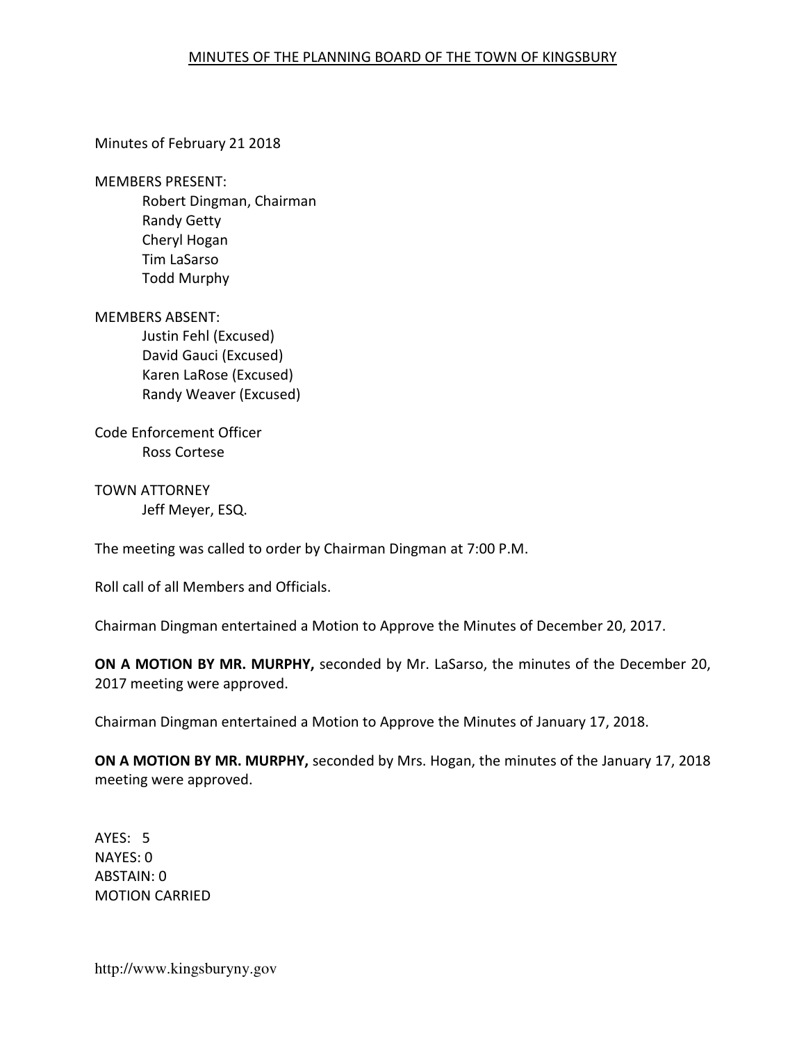# MINUTES OF THE PLANNING BOARD OF THE TOWN OF KINGSBURY

Minutes of February 21 2018

MEMBERS PRESENT:

Robert Dingman, Chairman
Randy Getty
Cheryl Hogan
Tim LaSarso
Todd Murphy

MEMBERS ABSENT:

Justin Fehl (Excused)
David Gauci (Excused)
Karen LaRose (Excused)
Randy Weaver (Excused)

Code Enforcement Officer

Ross Cortese

TOWN ATTORNEY

Jeff Meyer, ESQ.

The meeting was called to order by Chairman Dingman at 7:00 P.M.

Roll call of all Members and Officials.

Chairman Dingman entertained a Motion to Approve the Minutes of December 20, 2017.

**ON A MOTION BY MR. MURPHY,** seconded by Mr. LaSarso, the minutes of the December 20, 2017 meeting were approved.

Chairman Dingman entertained a Motion to Approve the Minutes of January 17, 2018.

**ON A MOTION BY MR. MURPHY,** seconded by Mrs. Hogan, the minutes of the January 17, 2018 meeting were approved.

AYES: 5
NAYES: 0
ABSTAIN: 0
MOTION CARRIED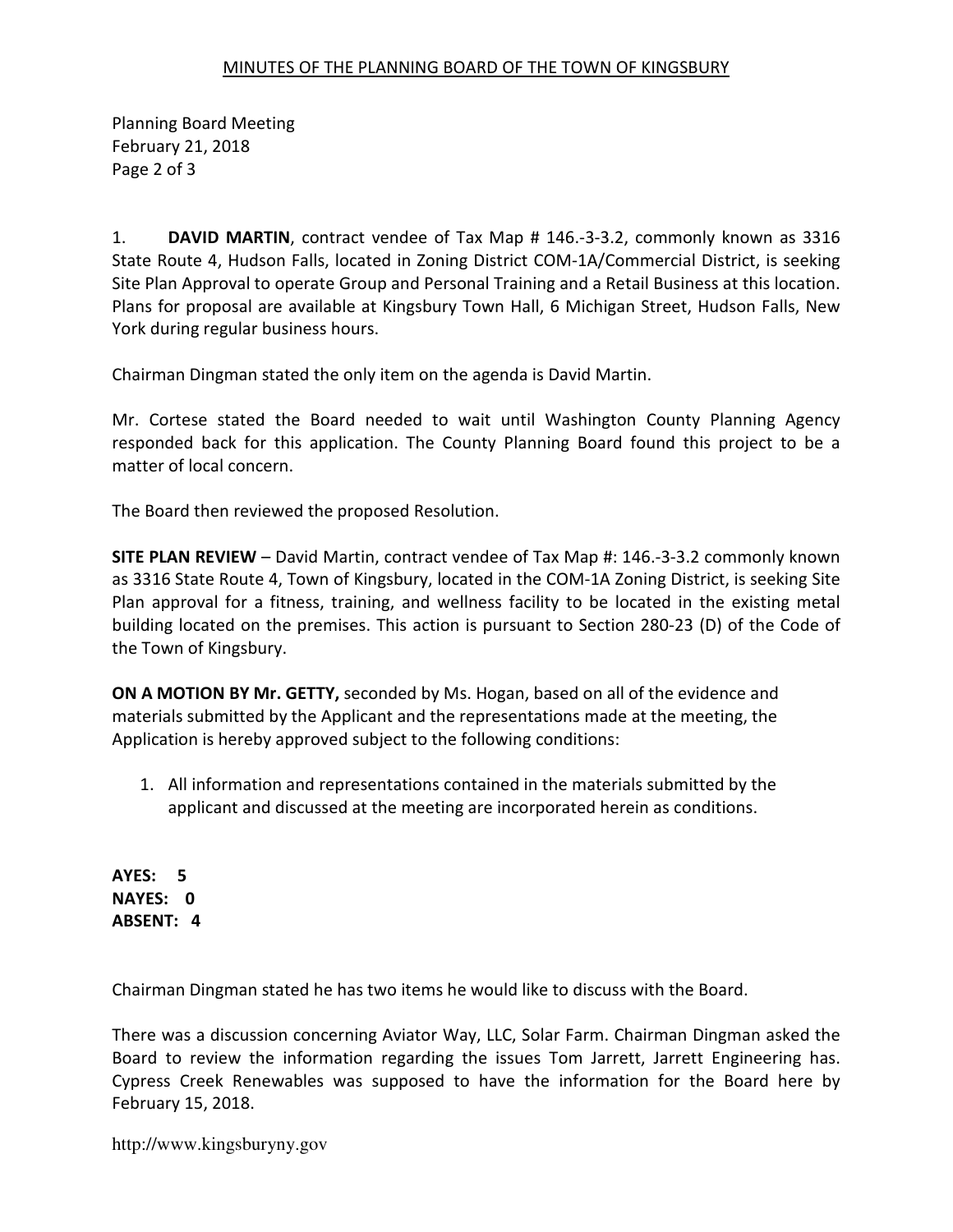1. **DAVID MARTIN**, contract vendee of Tax Map # 146.-3-3.2, commonly known as 3316 State Route 4, Hudson Falls, located in Zoning District COM-1A/Commercial District, is seeking Site Plan Approval to operate Group and Personal Training and a Retail Business at this location. Plans for proposal are available at Kingsbury Town Hall, 6 Michigan Street, Hudson Falls, New York during regular business hours.

Chairman Dingman stated the only item on the agenda is David Martin.

Mr. Cortese stated the Board needed to wait until Washington County Planning Agency responded back for this application. The County Planning Board found this project to be a matter of local concern.

The Board then reviewed the proposed Resolution.

**SITE PLAN REVIEW** – David Martin, contract vendee of Tax Map #: 146.-3-3.2 commonly known as 3316 State Route 4, Town of Kingsbury, located in the COM-1A Zoning District, is seeking Site Plan approval for a fitness, training, and wellness facility to be located in the existing metal building located on the premises. This action is pursuant to Section 280-23 (D) of the Code of the Town of Kingsbury.

**ON A MOTION BY Mr. GETTY,** seconded by Ms. Hogan, based on all of the evidence and materials submitted by the Applicant and the representations made at the meeting, the Application is hereby approved subject to the following conditions:

1. All information and representations contained in the materials submitted by the applicant and discussed at the meeting are incorporated herein as conditions.

**AYES: 5**
**NAYES: 0**
**ABSENT: 4**

Chairman Dingman stated he has two items he would like to discuss with the Board.

There was a discussion concerning Aviator Way, LLC, Solar Farm. Chairman Dingman asked the Board to review the information regarding the issues Tom Jarrett, Jarrett Engineering has. Cypress Creek Renewables was supposed to have the information for the Board here by February 15, 2018.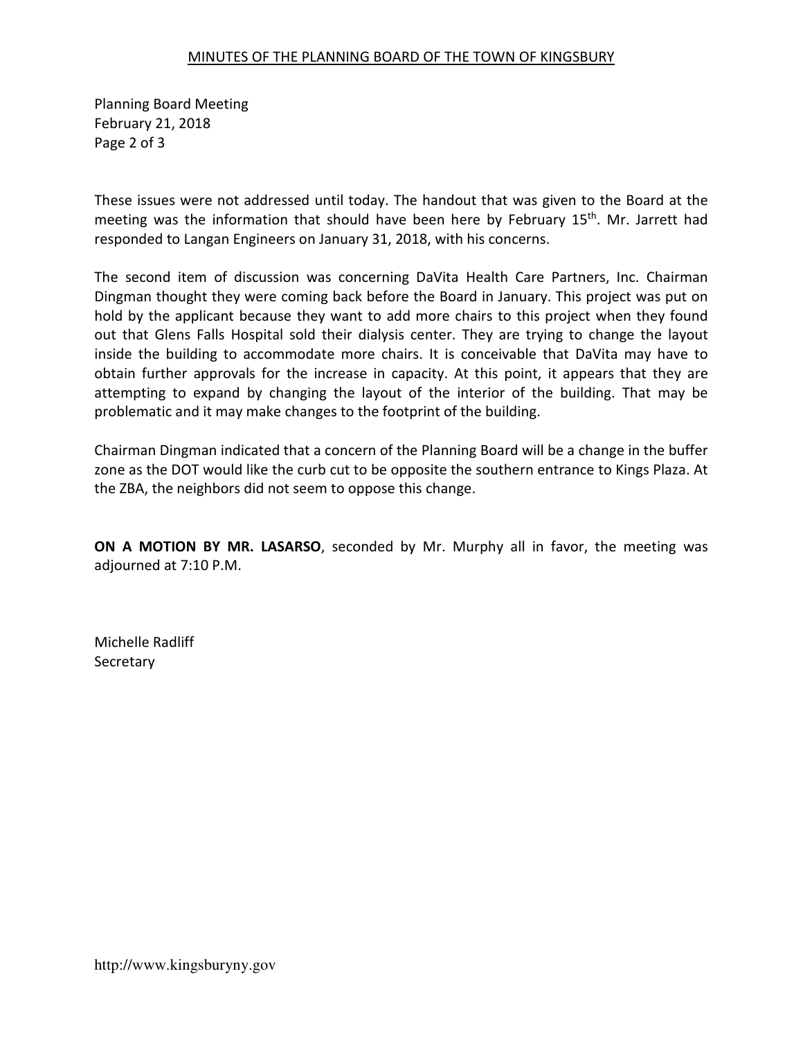These issues were not addressed until today. The handout that was given to the Board at the meeting was the information that should have been here by February 15th. Mr. Jarrett had responded to Langan Engineers on January 31, 2018, with his concerns.

The second item of discussion was concerning DaVita Health Care Partners, Inc. Chairman Dingman thought they were coming back before the Board in January. This project was put on hold by the applicant because they want to add more chairs to this project when they found out that Glens Falls Hospital sold their dialysis center. They are trying to change the layout inside the building to accommodate more chairs. It is conceivable that DaVita may have to obtain further approvals for the increase in capacity. At this point, it appears that they are attempting to expand by changing the layout of the interior of the building. That may be problematic and it may make changes to the footprint of the building.

Chairman Dingman indicated that a concern of the Planning Board will be a change in the buffer zone as the DOT would like the curb cut to be opposite the southern entrance to Kings Plaza. At the ZBA, the neighbors did not seem to oppose this change.

**ON A MOTION BY MR. LASARSO**, seconded by Mr. Murphy all in favor, the meeting was adjourned at 7:10 P.M.

Michelle Radliff
Secretary